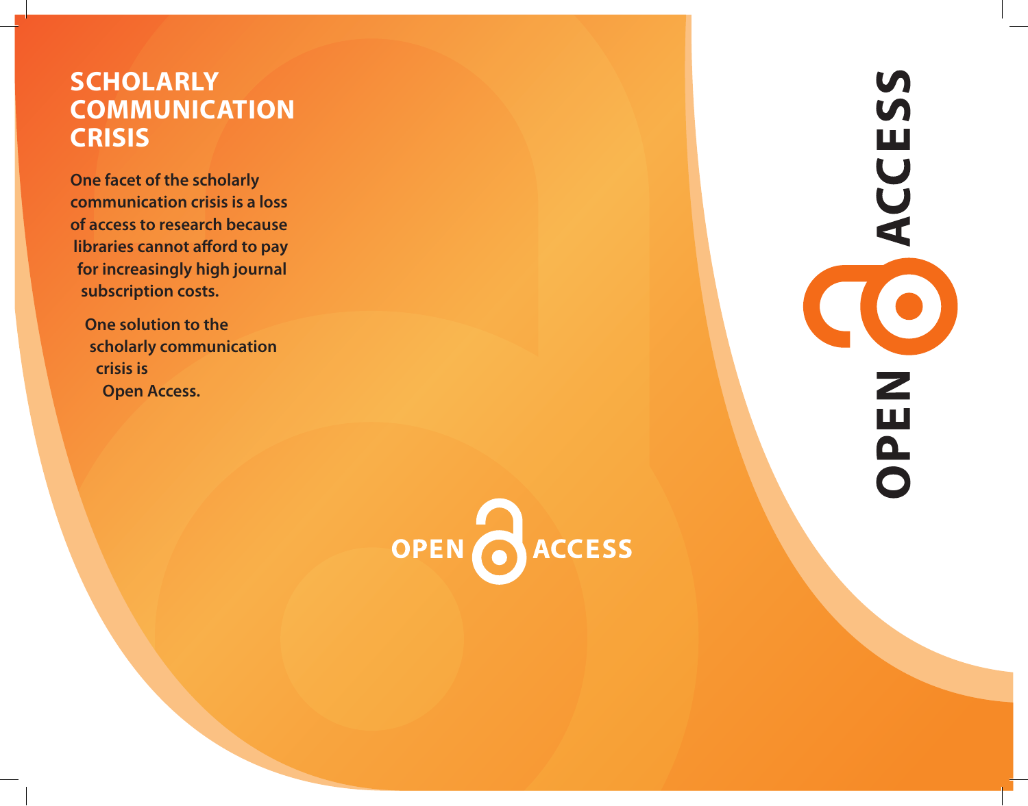# SCHOLARLY COMMUNICATION CRISIS

**One facet of the scholarly communication crisis is a loss of access to research because libraries cannot afford to pay for increasingly high journal subscription costs.**

**One solution to the scholarly communication crisis is Open Access.**

OPEN ACCESS

OPEN ACCESS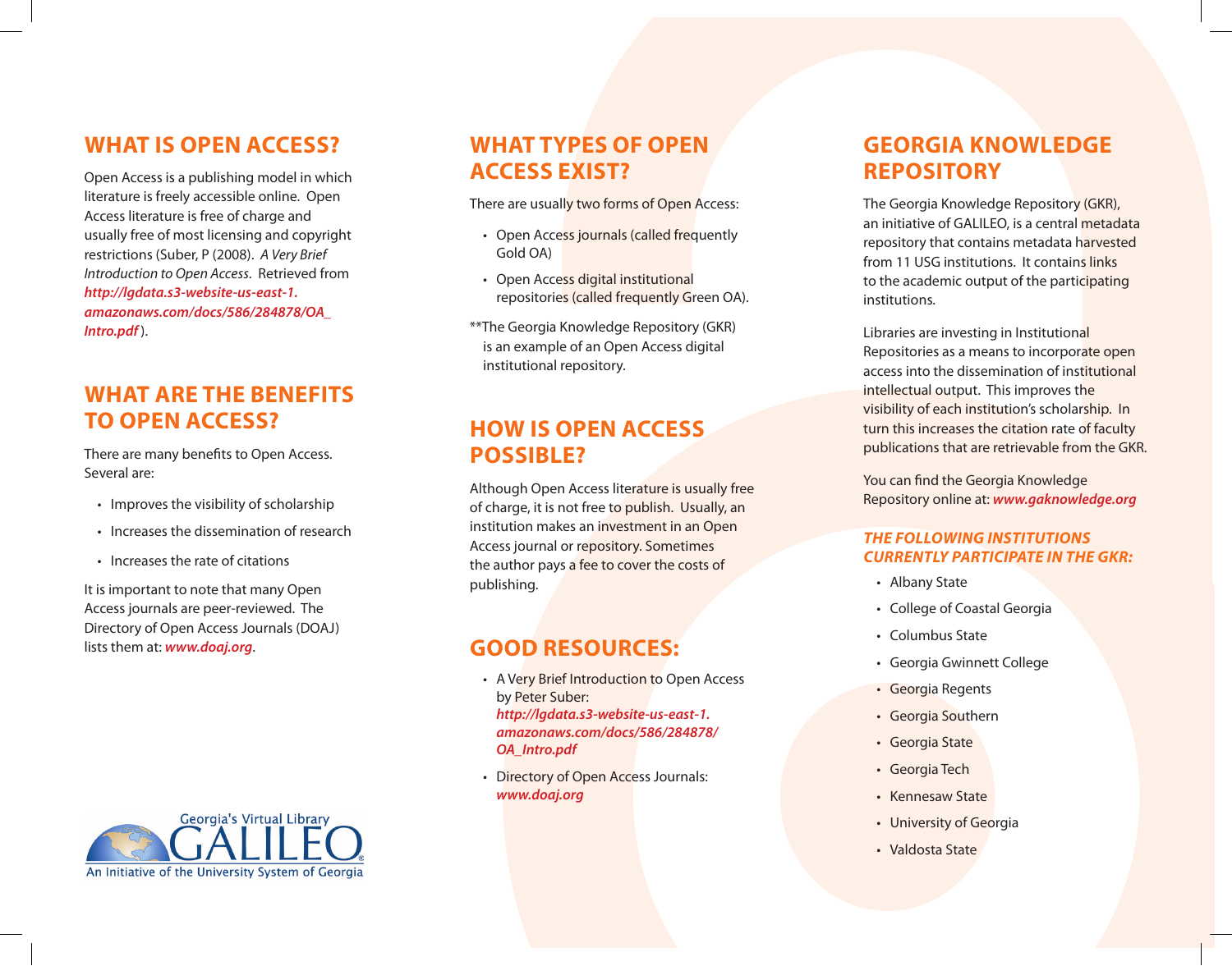## WHAT IS OPEN ACCESS?

Open Access is a publishing model in which literature is freely accessible online. Open Access literature is free of charge and usually free of most licensing and copyright restrictions (Suber, P (2008). *A Very Brief Introduction to Open Access*. Retrieved from ***http://lgdata.s3-website-us-east-1.amazonaws.com/docs/586/284878/OA_Intro.pdf***).

## WHAT ARE THE BENEFITS TO OPEN ACCESS?

There are many benefits to Open Access. Several are:

- Improves the visibility of scholarship
- Increases the dissemination of research
- Increases the rate of citations

It is important to note that many Open Access journals are peer-reviewed. The Directory of Open Access Journals (DOAJ) lists them at: ***www.doaj.org***.

Georgia's Virtual Library
GALILEO
An Initiative of the University System of Georgia

## WHAT TYPES OF OPEN ACCESS EXIST?

There are usually two forms of Open Access:

- Open Access journals (called frequently Gold OA)
- Open Access digital institutional repositories (called frequently Green OA).

**The Georgia Knowledge Repository (GKR) is an example of an Open Access digital institutional repository.

## HOW IS OPEN ACCESS POSSIBLE?

Although Open Access literature is usually free of charge, it is not free to publish. Usually, an institution makes an investment in an Open Access journal or repository. Sometimes the author pays a fee to cover the costs of publishing.

## GOOD RESOURCES:

- A Very Brief Introduction to Open Access by Peter Suber: ***http://lgdata.s3-website-us-east-1.amazonaws.com/docs/586/284878/OA_Intro.pdf***
- Directory of Open Access Journals: ***www.doaj.org***

## GEORGIA KNOWLEDGE REPOSITORY

The Georgia Knowledge Repository (GKR), an initiative of GALILEO, is a central metadata repository that contains metadata harvested from 11 USG institutions. It contains links to the academic output of the participating institutions.

Libraries are investing in Institutional Repositories as a means to incorporate open access into the dissemination of institutional intellectual output. This improves the visibility of each institution's scholarship. In turn this increases the citation rate of faculty publications that are retrievable from the GKR.

You can find the Georgia Knowledge Repository online at: ***www.gaknowledge.org***

### *THE FOLLOWING INSTITUTIONS CURRENTLY PARTICIPATE IN THE GKR:*

- Albany State
- College of Coastal Georgia
- Columbus State
- Georgia Gwinnett College
- Georgia Regents
- Georgia Southern
- Georgia State
- Georgia Tech
- Kennesaw State
- University of Georgia
- Valdosta State